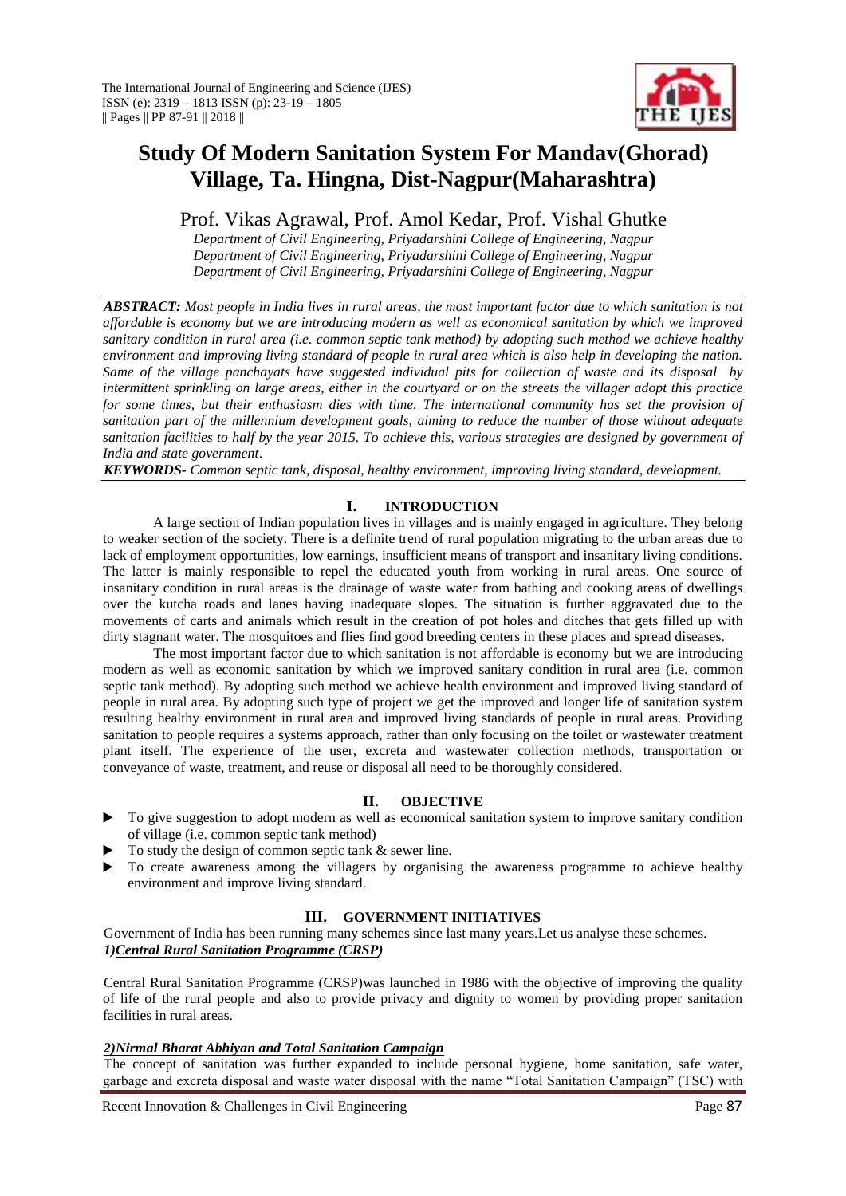# Study Of Modern Sanitation System For Mandav(Ghorad) Village, Ta. Hingna, Dist-Nagpur(Maharashtra)

Prof. Vikas Agrawal, Prof. Amol Kedar, Prof. Vishal Ghutke

*Department of Civil Engineering, Priyadarshini College of Engineering, Nagpur*
*Department of Civil Engineering, Priyadarshini College of Engineering, Nagpur*
*Department of Civil Engineering, Priyadarshini College of Engineering, Nagpur*

***ABSTRACT:*** *Most people in India lives in rural areas, the most important factor due to which sanitation is not affordable is economy but we are introducing modern as well as economical sanitation by which we improved sanitary condition in rural area (i.e. common septic tank method) by adopting such method we achieve healthy environment and improving living standard of people in rural area which is also help in developing the nation. Same of the village panchayats have suggested individual pits for collection of waste and its disposal by intermittent sprinkling on large areas, either in the courtyard or on the streets the villager adopt this practice for some times, but their enthusiasm dies with time. The international community has set the provision of sanitation part of the millennium development goals, aiming to reduce the number of those without adequate sanitation facilities to half by the year 2015. To achieve this, various strategies are designed by government of India and state government.*

***KEYWORDS-*** *Common septic tank, disposal, healthy environment, improving living standard, development.*

## I. INTRODUCTION

A large section of Indian population lives in villages and is mainly engaged in agriculture. They belong to weaker section of the society. There is a definite trend of rural population migrating to the urban areas due to lack of employment opportunities, low earnings, insufficient means of transport and insanitary living conditions. The latter is mainly responsible to repel the educated youth from working in rural areas. One source of insanitary condition in rural areas is the drainage of waste water from bathing and cooking areas of dwellings over the kutcha roads and lanes having inadequate slopes. The situation is further aggravated due to the movements of carts and animals which result in the creation of pot holes and ditches that gets filled up with dirty stagnant water. The mosquitoes and flies find good breeding centers in these places and spread diseases.

The most important factor due to which sanitation is not affordable is economy but we are introducing modern as well as economic sanitation by which we improved sanitary condition in rural area (i.e. common septic tank method). By adopting such method we achieve health environment and improved living standard of people in rural area. By adopting such type of project we get the improved and longer life of sanitation system resulting healthy environment in rural area and improved living standards of people in rural areas. Providing sanitation to people requires a systems approach, rather than only focusing on the toilet or wastewater treatment plant itself. The experience of the user, excreta and wastewater collection methods, transportation or conveyance of waste, treatment, and reuse or disposal all need to be thoroughly considered.

## II. OBJECTIVE

- To give suggestion to adopt modern as well as economical sanitation system to improve sanitary condition of village (i.e. common septic tank method)
- To study the design of common septic tank & sewer line.
- To create awareness among the villagers by organising the awareness programme to achieve healthy environment and improve living standard.

## III. GOVERNMENT INITIATIVES

Government of India has been running many schemes since last many years.Let us analyse these schemes.

***1)Central Rural Sanitation Programme (CRSP)***

Central Rural Sanitation Programme (CRSP)was launched in 1986 with the objective of improving the quality of life of the rural people and also to provide privacy and dignity to women by providing proper sanitation facilities in rural areas.

***2)Nirmal Bharat Abhiyan and Total Sanitation Campaign***

The concept of sanitation was further expanded to include personal hygiene, home sanitation, safe water, garbage and excreta disposal and waste water disposal with the name "Total Sanitation Campaign" (TSC) with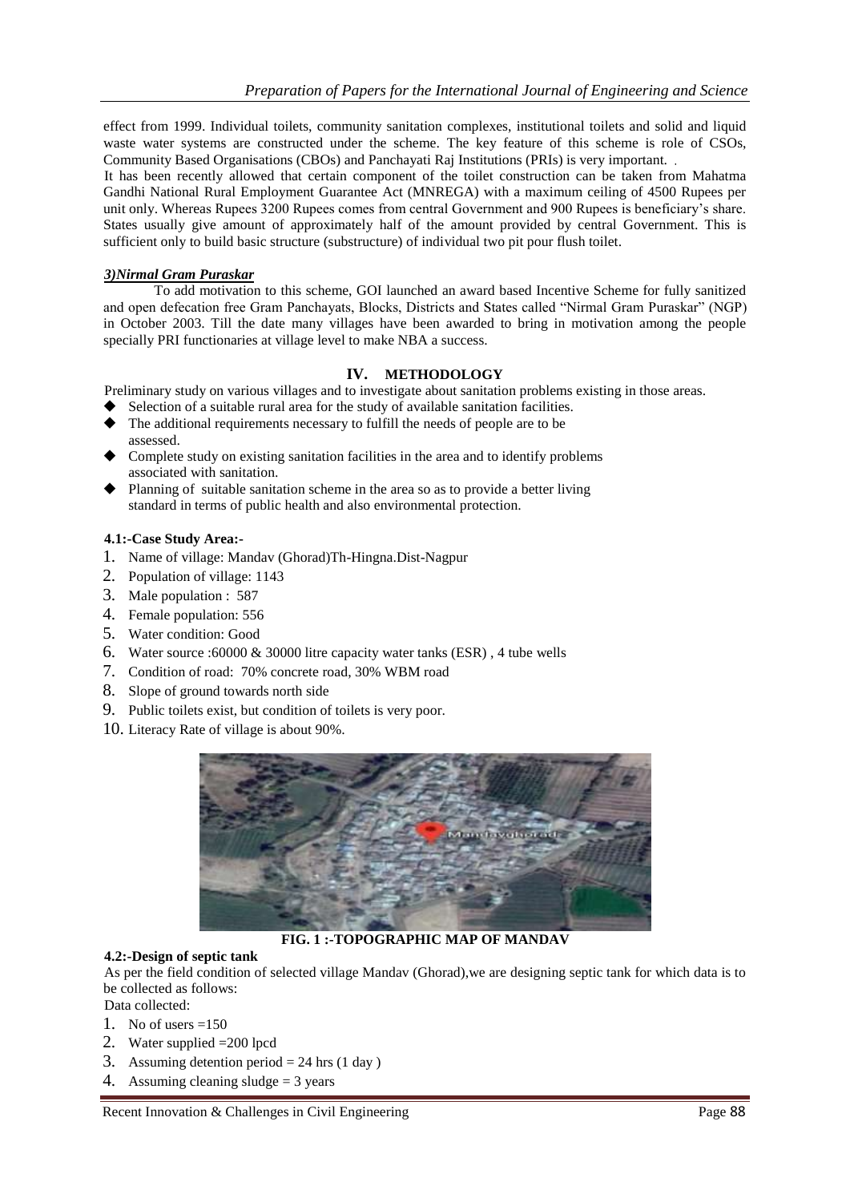effect from 1999. Individual toilets, community sanitation complexes, institutional toilets and solid and liquid waste water systems are constructed under the scheme. The key feature of this scheme is role of CSOs, Community Based Organisations (CBOs) and Panchayati Raj Institutions (PRIs) is very important. .

It has been recently allowed that certain component of the toilet construction can be taken from Mahatma Gandhi National Rural Employment Guarantee Act (MNREGA) with a maximum ceiling of 4500 Rupees per unit only. Whereas Rupees 3200 Rupees comes from central Government and 900 Rupees is beneficiary's share. States usually give amount of approximately half of the amount provided by central Government. This is sufficient only to build basic structure (substructure) of individual two pit pour flush toilet.

***3)Nirmal Gram Puraskar***

To add motivation to this scheme, GOI launched an award based Incentive Scheme for fully sanitized and open defecation free Gram Panchayats, Blocks, Districts and States called "Nirmal Gram Puraskar" (NGP) in October 2003. Till the date many villages have been awarded to bring in motivation among the people specially PRI functionaries at village level to make NBA a success.

## IV. METHODOLOGY

Preliminary study on various villages and to investigate about sanitation problems existing in those areas.

- Selection of a suitable rural area for the study of available sanitation facilities.
- The additional requirements necessary to fulfill the needs of people are to be assessed.
- Complete study on existing sanitation facilities in the area and to identify problems associated with sanitation.
- Planning of suitable sanitation scheme in the area so as to provide a better living standard in terms of public health and also environmental protection.

### 4.1:-Case Study Area:-

1. Name of village: Mandav (Ghorad)Th-Hingna.Dist-Nagpur
2. Population of village: 1143
3. Male population : 587
4. Female population: 556
5. Water condition: Good
6. Water source :60000 & 30000 litre capacity water tanks (ESR) , 4 tube wells
7. Condition of road: 70% concrete road, 30% WBM road
8. Slope of ground towards north side
9. Public toilets exist, but condition of toilets is very poor.
10. Literacy Rate of village is about 90%.

**FIG. 1 :-TOPOGRAPHIC MAP OF MANDAV**

### 4.2:-Design of septic tank

As per the field condition of selected village Mandav (Ghorad),we are designing septic tank for which data is to be collected as follows:

Data collected:

1. No of users =150
2. Water supplied =200 lpcd
3. Assuming detention period = 24 hrs (1 day )
4. Assuming cleaning sludge = 3 years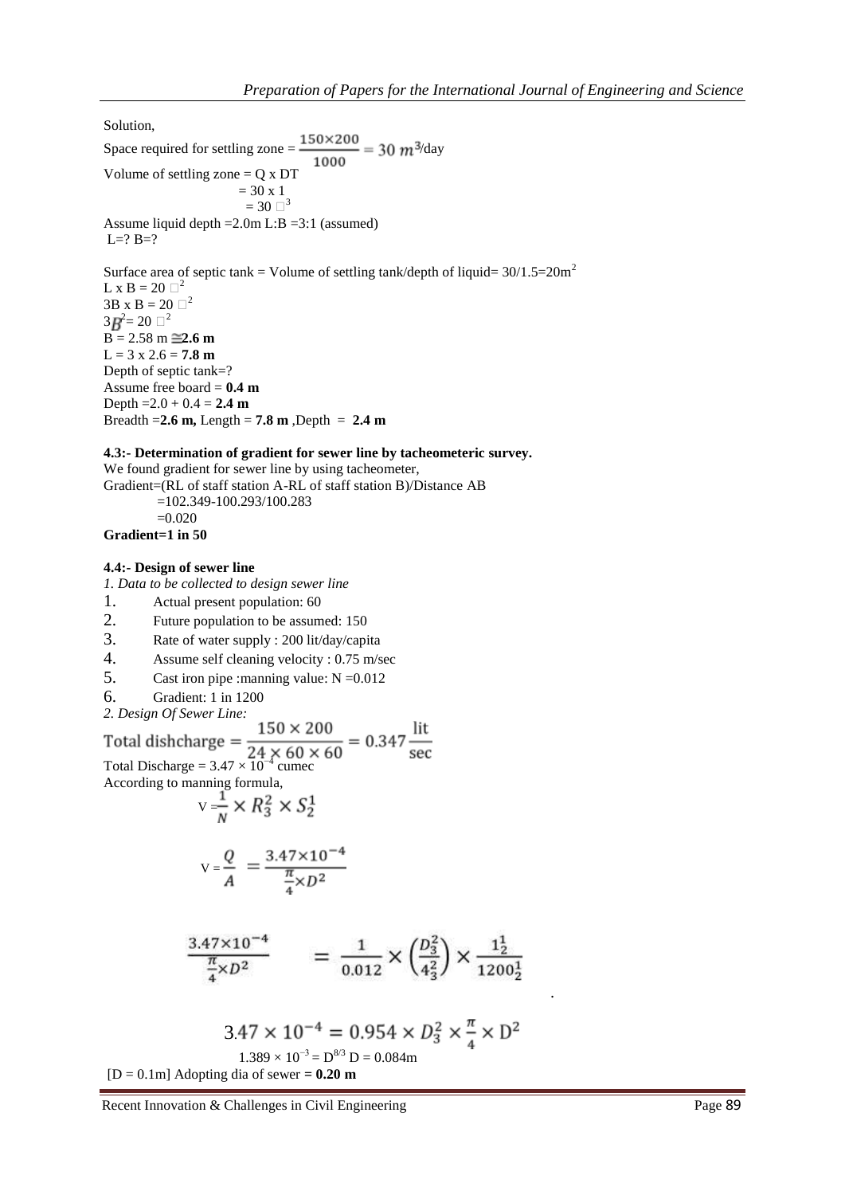Solution,

Space required for settling zone = $\frac{150 \times 200}{1000} = 30\ m^3$/day

Volume of settling zone = Q x DT

= 30 x 1

= 30 $m^3$

Assume liquid depth =2.0m L:B =3:1 (assumed)

L=? B=?

Surface area of septic tank = Volume of settling tank/depth of liquid= 30/1.5=20$m^2$

L x B = 20 $m^2$

3B x B = 20 $m^2$

$3B^2$= 20 $m^2$

B = 2.58 m ≅**2.6 m**

L = 3 x 2.6 = **7.8 m**

Depth of septic tank=?

Assume free board = **0.4 m**

Depth =2.0 + 0.4 = **2.4 m**

Breadth =**2.6 m,** Length = **7.8 m** ,Depth = **2.4 m**

**4.3:- Determination of gradient for sewer line by tacheometeric survey.**

We found gradient for sewer line by using tacheometer,

Gradient=(RL of staff station A-RL of staff station B)/Distance AB

=102.349-100.293/100.283

=0.020

**Gradient=1 in 50**

**4.4:- Design of sewer line**

*1. Data to be collected to design sewer line*

1. Actual present population: 60
2. Future population to be assumed: 150
3. Rate of water supply : 200 lit/day/capita
4. Assume self cleaning velocity : 0.75 m/sec
5. Cast iron pipe :manning value: N =0.012
6. Gradient: 1 in 1200

*2. Design Of Sewer Line:*

$$\text{Total dishcharge} = \frac{150 \times 200}{24 \times 60 \times 60} = 0.347 \frac{\text{lit}}{\text{sec}}$$

Total Discharge = $3.47 \times 10^{-4}$ cumec

According to manning formula,

$$V = \frac{1}{N} \times R^{\frac{2}{3}} \times S^{\frac{1}{2}}$$

$$V = \frac{Q}{A} = \frac{3.47 \times 10^{-4}}{\frac{\pi}{4} \times D^2}$$

$$\frac{3.47 \times 10^{-4}}{\frac{\pi}{4} \times D^2} = \frac{1}{0.012} \times \left(\frac{D^{\frac{2}{3}}}{4^{\frac{2}{3}}}\right) \times \frac{1^{\frac{1}{2}}}{1200^{\frac{1}{2}}}$$

$$3.47 \times 10^{-4} = 0.954 \times D^{\frac{2}{3}} \times \frac{\pi}{4} \times D^2$$

$1.389 \times 10^{-3} = D^{8/3}$ D = 0.084m

[D = 0.1m] Adopting dia of sewer **= 0.20 m**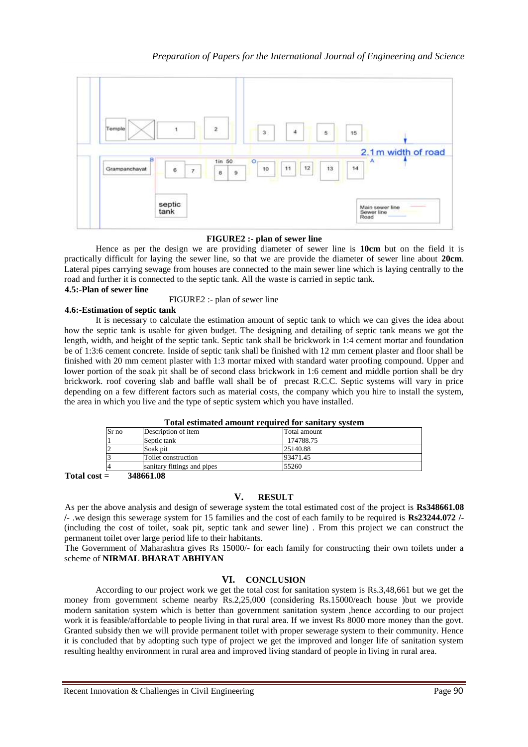**FIGURE2 :- plan of sewer line**

Hence as per the design we are providing diameter of sewer line is **10cm** but on the field it is practically difficult for laying the sewer line, so that we are provide the diameter of sewer line about **20cm**. Lateral pipes carrying sewage from houses are connected to the main sewer line which is laying centrally to the road and further it is connected to the septic tank. All the waste is carried in septic tank.

**4.5:-Plan of sewer line**

FIGURE2 :- plan of sewer line

**4.6:-Estimation of septic tank**

It is necessary to calculate the estimation amount of septic tank to which we can gives the idea about how the septic tank is usable for given budget. The designing and detailing of septic tank means we got the length, width, and height of the septic tank. Septic tank shall be brickwork in 1:4 cement mortar and foundation be of 1:3:6 cement concrete. Inside of septic tank shall be finished with 12 mm cement plaster and floor shall be finished with 20 mm cement plaster with 1:3 mortar mixed with standard water proofing compound. Upper and lower portion of the soak pit shall be of second class brickwork in 1:6 cement and middle portion shall be dry brickwork. roof covering slab and baffle wall shall be of precast R.C.C. Septic systems will vary in price depending on a few different factors such as material costs, the company which you hire to install the system, the area in which you live and the type of septic system which you have installed.

**Total estimated amount required for sanitary system**

| Sr no | Description of item | Total amount |
|---|---|---|
| 1 | Septic tank | 174788.75 |
| 2 | Soak pit | 25140.88 |
| 3 | Toilet construction | 93471.45 |
| 4 | sanitary fittings and pipes | 55260 |

**Total cost = 348661.08**

## V. RESULT

As per the above analysis and design of sewerage system the total estimated cost of the project is **Rs348661.08 /-** .we design this sewerage system for 15 families and the cost of each family to be required is **Rs23244.072 /-** (including the cost of toilet, soak pit, septic tank and sewer line) . From this project we can construct the permanent toilet over large period life to their habitants.

The Government of Maharashtra gives Rs 15000/- for each family for constructing their own toilets under a scheme of **NIRMAL BHARAT ABHIYAN**

## VI. CONCLUSION

According to our project work we get the total cost for sanitation system is Rs.3,48,661 but we get the money from government scheme nearby Rs.2,25,000 (considering Rs.15000/each house )but we provide modern sanitation system which is better than government sanitation system ,hence according to our project work it is feasible/affordable to people living in that rural area. If we invest Rs 8000 more money than the govt. Granted subsidy then we will provide permanent toilet with proper sewerage system to their community. Hence it is concluded that by adopting such type of project we get the improved and longer life of sanitation system resulting healthy environment in rural area and improved living standard of people in living in rural area.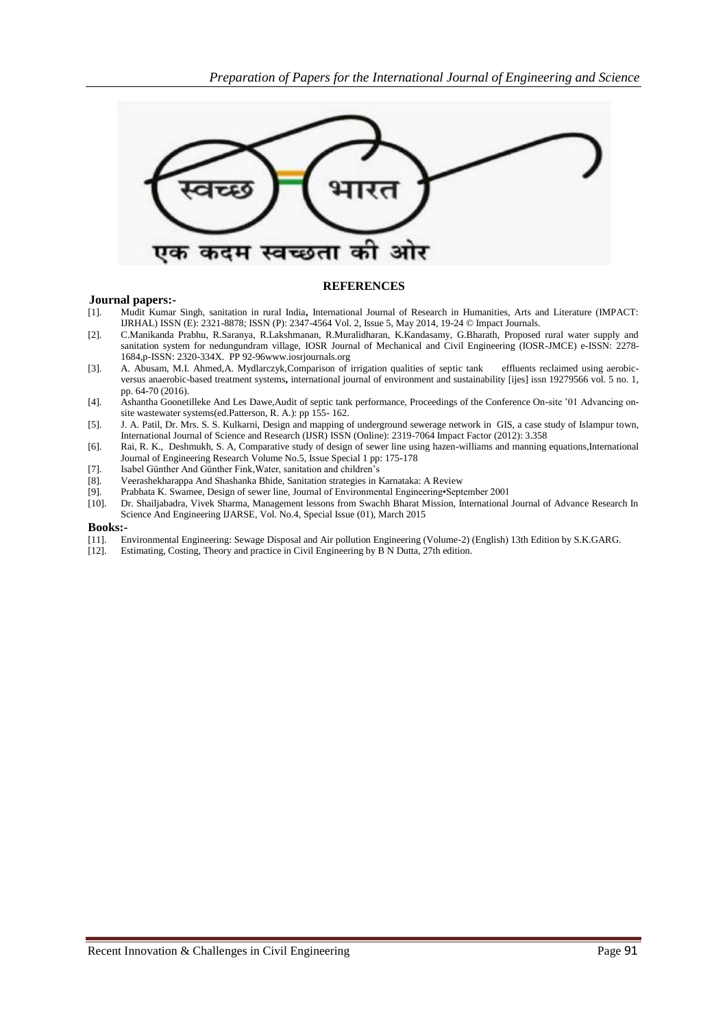## REFERENCES

**Journal papers:-**

[1]. Mudit Kumar Singh, sanitation in rural India, International Journal of Research in Humanities, Arts and Literature (IMPACT: IJRHAL) ISSN (E): 2321-8878; ISSN (P): 2347-4564 Vol. 2, Issue 5, May 2014, 19-24 © Impact Journals.

[2]. C.Manikanda Prabhu, R.Saranya, R.Lakshmanan, R.Muralidharan, K.Kandasamy, G.Bharath, Proposed rural water supply and sanitation system for nedungundram village, IOSR Journal of Mechanical and Civil Engineering (IOSR-JMCE) e-ISSN: 2278-1684,p-ISSN: 2320-334X. PP 92-96www.iosrjournals.org

[3]. A. Abusam, M.I. Ahmed,A. Mydlarczyk,Comparison of irrigation qualities of septic tank effluents reclaimed using aerobic-versus anaerobic-based treatment systems, international journal of environment and sustainability [ijes] issn 19279566 vol. 5 no. 1, pp. 64-70 (2016).

[4]. Ashantha Goonetilleke And Les Dawe,Audit of septic tank performance, Proceedings of the Conference On-site '01 Advancing on-site wastewater systems(ed.Patterson, R. A.): pp 155- 162.

[5]. J. A. Patil, Dr. Mrs. S. S. Kulkarni, Design and mapping of underground sewerage network in GIS, a case study of Islampur town, International Journal of Science and Research (IJSR) ISSN (Online): 2319-7064 Impact Factor (2012): 3.358

[6]. Rai, R. K., Deshmukh, S. A, Comparative study of design of sewer line using hazen-williams and manning equations,International Journal of Engineering Research Volume No.5, Issue Special 1 pp: 175-178

[7]. Isabel Günther And Günther Fink,Water, sanitation and children's

[8]. Veerashekharappa And Shashanka Bhide, Sanitation strategies in Karnataka: A Review

[9]. Prabhata K. Swamee, Design of sewer line, Journal of Environmental Engineering•September 2001

[10]. Dr. Shailjabadra, Vivek Sharma, Management lessons from Swachh Bharat Mission, International Journal of Advance Research In Science And Engineering IJARSE, Vol. No.4, Special Issue (01), March 2015

**Books:-**

[11]. Environmental Engineering: Sewage Disposal and Air pollution Engineering (Volume-2) (English) 13th Edition by S.K.GARG.

[12]. Estimating, Costing, Theory and practice in Civil Engineering by B N Dutta, 27th edition.